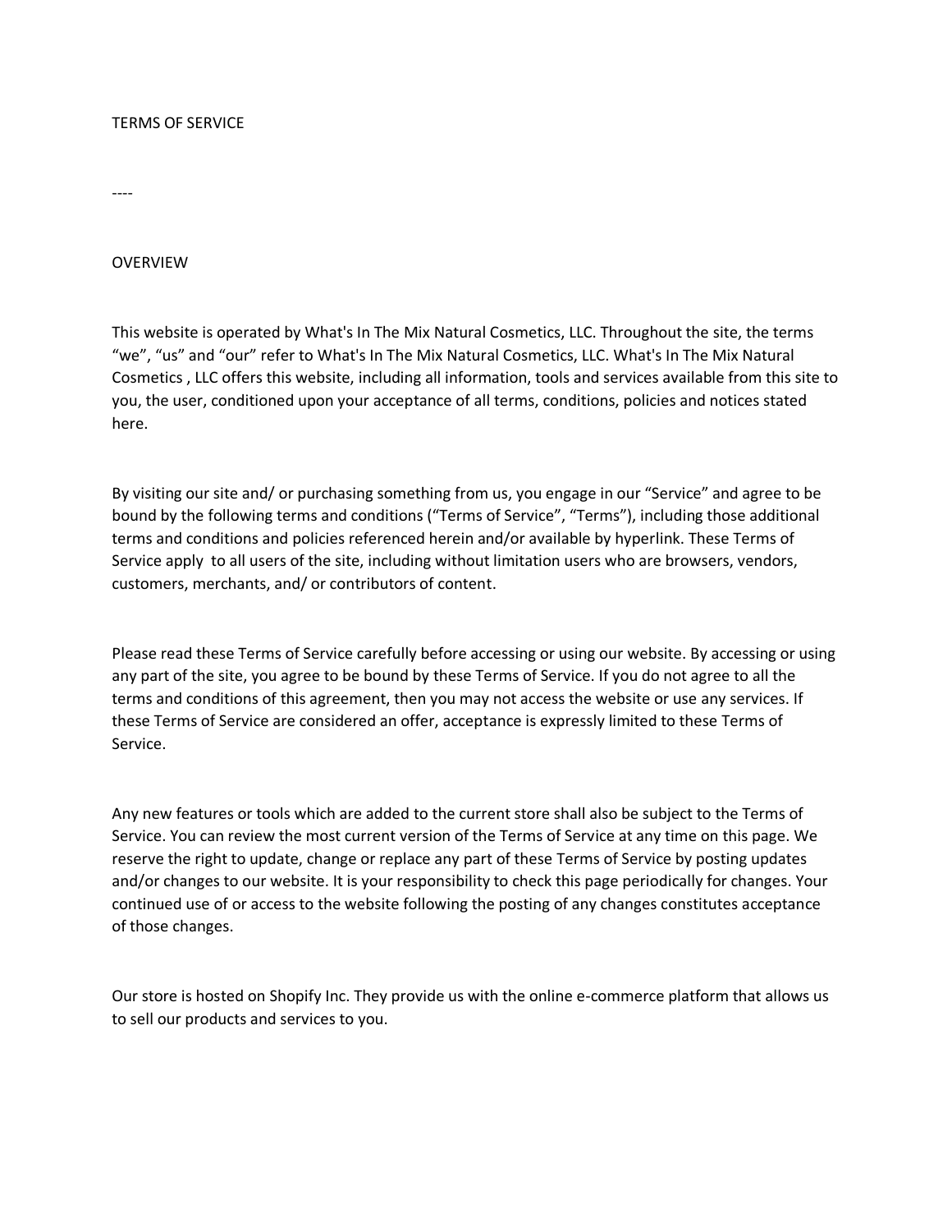# TERMS OF SERVICE

----

## OVERVIEW

This website is operated by What's In The Mix Natural Cosmetics, LLC. Throughout the site, the terms "we", "us" and "our" refer to What's In The Mix Natural Cosmetics, LLC. What's In The Mix Natural Cosmetics , LLC offers this website, including all information, tools and services available from this site to you, the user, conditioned upon your acceptance of all terms, conditions, policies and notices stated here.

By visiting our site and/ or purchasing something from us, you engage in our "Service" and agree to be bound by the following terms and conditions ("Terms of Service", "Terms"), including those additional terms and conditions and policies referenced herein and/or available by hyperlink. These Terms of Service apply to all users of the site, including without limitation users who are browsers, vendors, customers, merchants, and/ or contributors of content.

Please read these Terms of Service carefully before accessing or using our website. By accessing or using any part of the site, you agree to be bound by these Terms of Service. If you do not agree to all the terms and conditions of this agreement, then you may not access the website or use any services. If these Terms of Service are considered an offer, acceptance is expressly limited to these Terms of Service.

Any new features or tools which are added to the current store shall also be subject to the Terms of Service. You can review the most current version of the Terms of Service at any time on this page. We reserve the right to update, change or replace any part of these Terms of Service by posting updates and/or changes to our website. It is your responsibility to check this page periodically for changes. Your continued use of or access to the website following the posting of any changes constitutes acceptance of those changes.

Our store is hosted on Shopify Inc. They provide us with the online e-commerce platform that allows us to sell our products and services to you.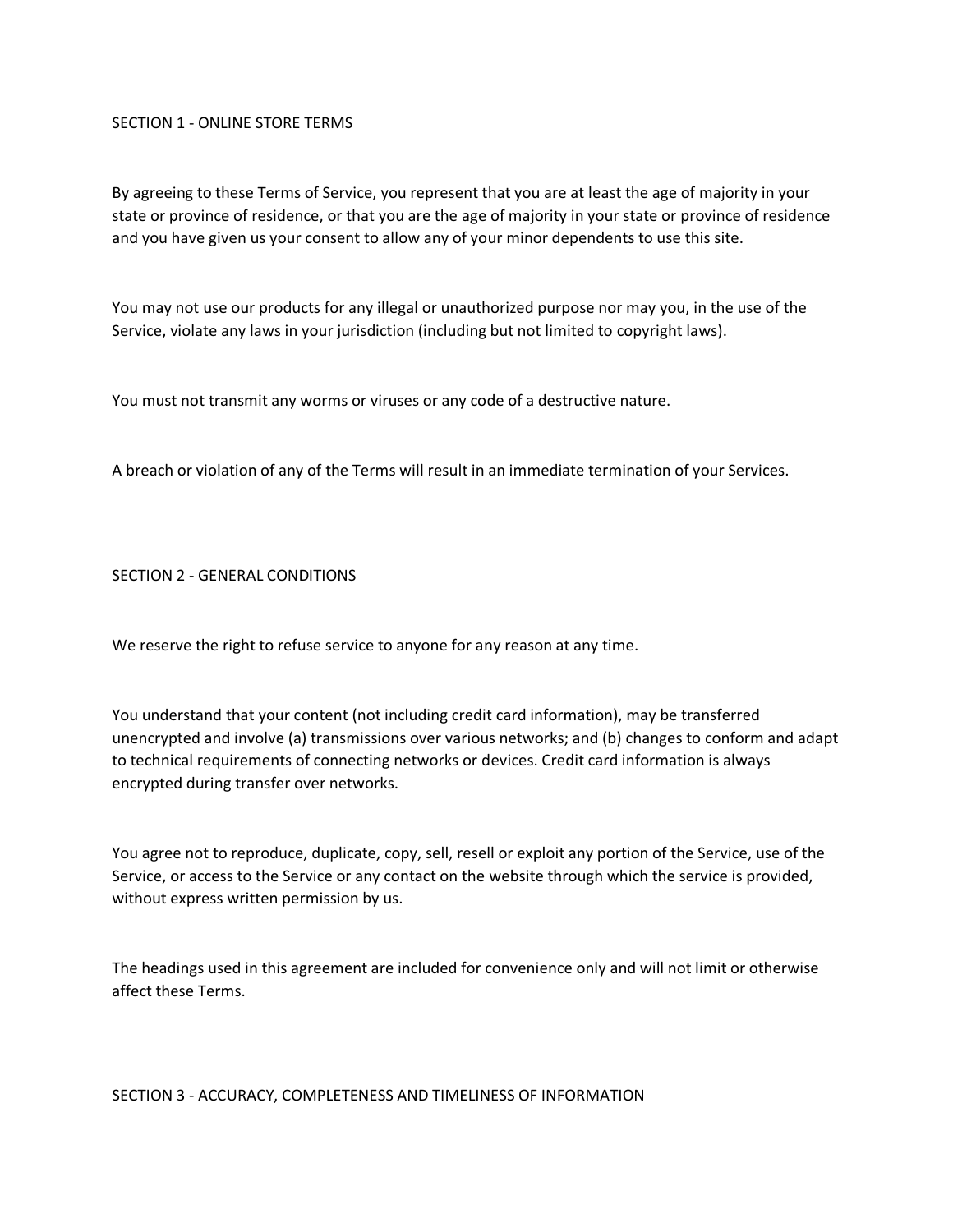## SECTION 1 - ONLINE STORE TERMS

By agreeing to these Terms of Service, you represent that you are at least the age of majority in your state or province of residence, or that you are the age of majority in your state or province of residence and you have given us your consent to allow any of your minor dependents to use this site.

You may not use our products for any illegal or unauthorized purpose nor may you, in the use of the Service, violate any laws in your jurisdiction (including but not limited to copyright laws).

You must not transmit any worms or viruses or any code of a destructive nature.

A breach or violation of any of the Terms will result in an immediate termination of your Services.

## SECTION 2 - GENERAL CONDITIONS

We reserve the right to refuse service to anyone for any reason at any time.

You understand that your content (not including credit card information), may be transferred unencrypted and involve (a) transmissions over various networks; and (b) changes to conform and adapt to technical requirements of connecting networks or devices. Credit card information is always encrypted during transfer over networks.

You agree not to reproduce, duplicate, copy, sell, resell or exploit any portion of the Service, use of the Service, or access to the Service or any contact on the website through which the service is provided, without express written permission by us.

The headings used in this agreement are included for convenience only and will not limit or otherwise affect these Terms.

## SECTION 3 - ACCURACY, COMPLETENESS AND TIMELINESS OF INFORMATION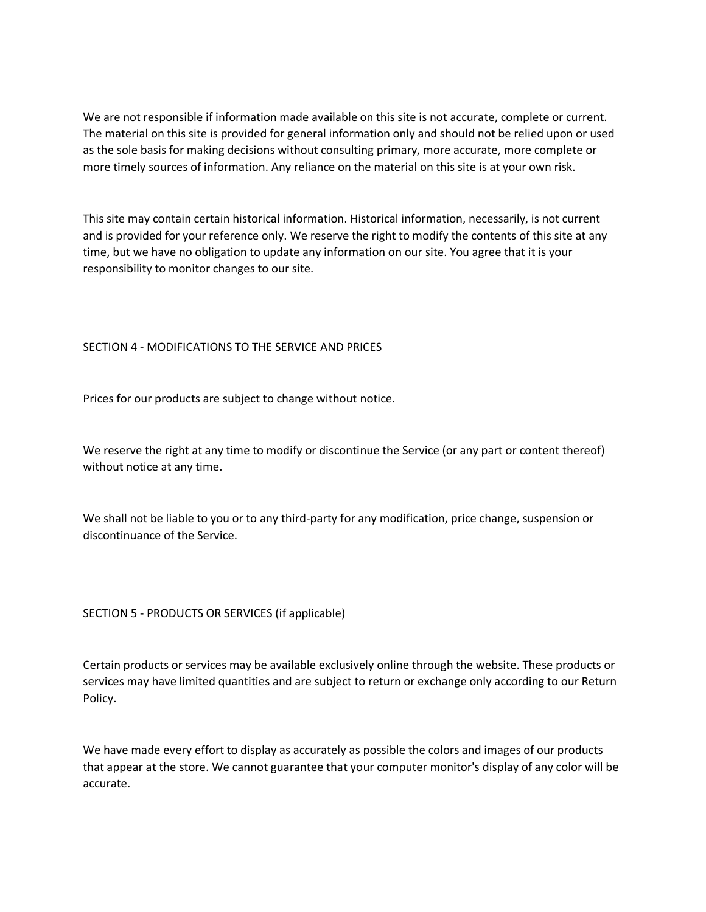We are not responsible if information made available on this site is not accurate, complete or current. The material on this site is provided for general information only and should not be relied upon or used as the sole basis for making decisions without consulting primary, more accurate, more complete or more timely sources of information. Any reliance on the material on this site is at your own risk.

This site may contain certain historical information. Historical information, necessarily, is not current and is provided for your reference only. We reserve the right to modify the contents of this site at any time, but we have no obligation to update any information on our site. You agree that it is your responsibility to monitor changes to our site.

## SECTION 4 - MODIFICATIONS TO THE SERVICE AND PRICES

Prices for our products are subject to change without notice.

We reserve the right at any time to modify or discontinue the Service (or any part or content thereof) without notice at any time.

We shall not be liable to you or to any third-party for any modification, price change, suspension or discontinuance of the Service.

## SECTION 5 - PRODUCTS OR SERVICES (if applicable)

Certain products or services may be available exclusively online through the website. These products or services may have limited quantities and are subject to return or exchange only according to our Return Policy.

We have made every effort to display as accurately as possible the colors and images of our products that appear at the store. We cannot guarantee that your computer monitor's display of any color will be accurate.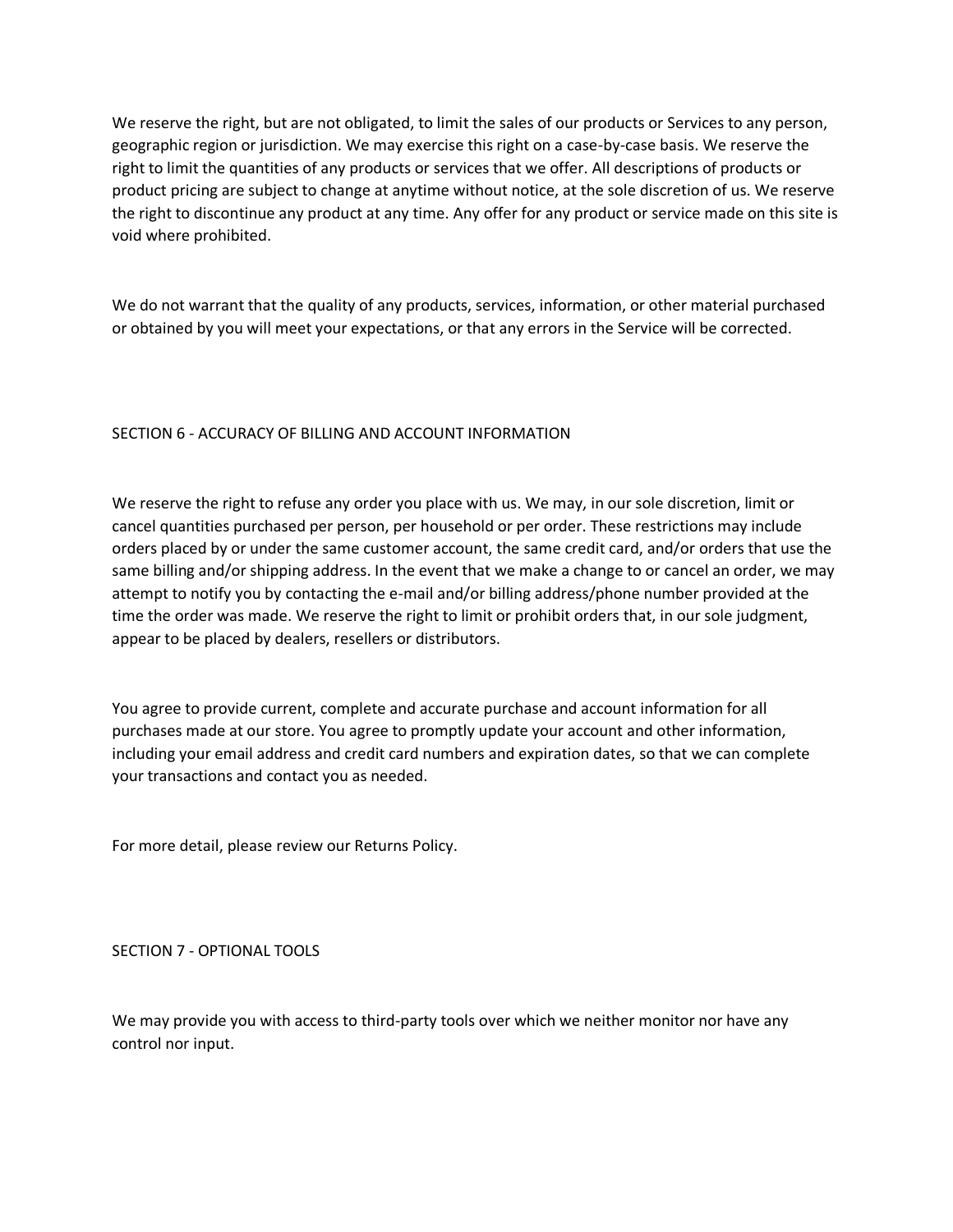We reserve the right, but are not obligated, to limit the sales of our products or Services to any person, geographic region or jurisdiction. We may exercise this right on a case-by-case basis. We reserve the right to limit the quantities of any products or services that we offer. All descriptions of products or product pricing are subject to change at anytime without notice, at the sole discretion of us. We reserve the right to discontinue any product at any time. Any offer for any product or service made on this site is void where prohibited.

We do not warrant that the quality of any products, services, information, or other material purchased or obtained by you will meet your expectations, or that any errors in the Service will be corrected.

## SECTION 6 - ACCURACY OF BILLING AND ACCOUNT INFORMATION

We reserve the right to refuse any order you place with us. We may, in our sole discretion, limit or cancel quantities purchased per person, per household or per order. These restrictions may include orders placed by or under the same customer account, the same credit card, and/or orders that use the same billing and/or shipping address. In the event that we make a change to or cancel an order, we may attempt to notify you by contacting the e-mail and/or billing address/phone number provided at the time the order was made. We reserve the right to limit or prohibit orders that, in our sole judgment, appear to be placed by dealers, resellers or distributors.

You agree to provide current, complete and accurate purchase and account information for all purchases made at our store. You agree to promptly update your account and other information, including your email address and credit card numbers and expiration dates, so that we can complete your transactions and contact you as needed.

For more detail, please review our Returns Policy.

## SECTION 7 - OPTIONAL TOOLS

We may provide you with access to third-party tools over which we neither monitor nor have any control nor input.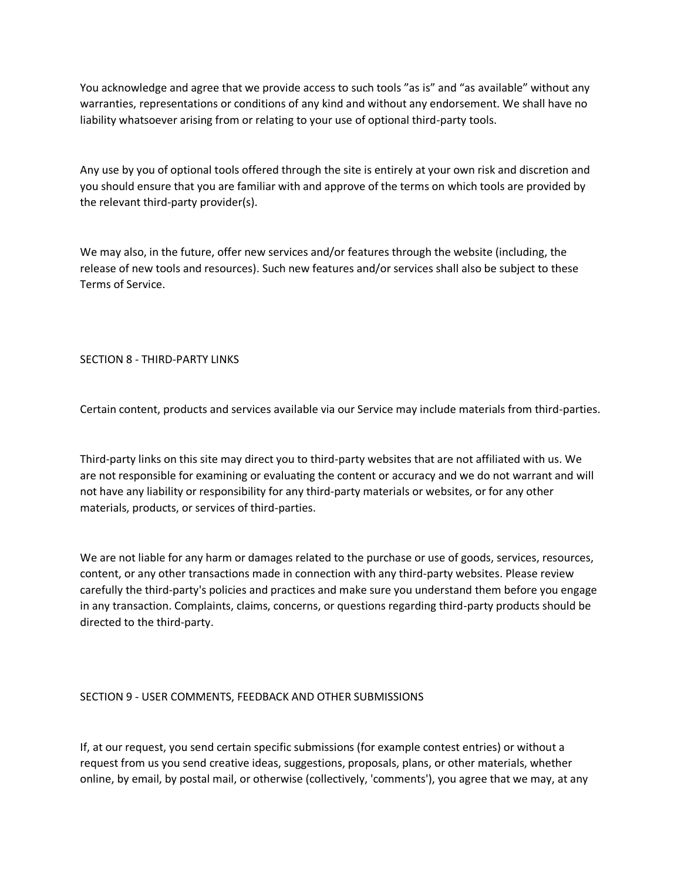You acknowledge and agree that we provide access to such tools "as is" and "as available" without any warranties, representations or conditions of any kind and without any endorsement. We shall have no liability whatsoever arising from or relating to your use of optional third-party tools.

Any use by you of optional tools offered through the site is entirely at your own risk and discretion and you should ensure that you are familiar with and approve of the terms on which tools are provided by the relevant third-party provider(s).

We may also, in the future, offer new services and/or features through the website (including, the release of new tools and resources). Such new features and/or services shall also be subject to these Terms of Service.

## SECTION 8 - THIRD-PARTY LINKS

Certain content, products and services available via our Service may include materials from third-parties.

Third-party links on this site may direct you to third-party websites that are not affiliated with us. We are not responsible for examining or evaluating the content or accuracy and we do not warrant and will not have any liability or responsibility for any third-party materials or websites, or for any other materials, products, or services of third-parties.

We are not liable for any harm or damages related to the purchase or use of goods, services, resources, content, or any other transactions made in connection with any third-party websites. Please review carefully the third-party's policies and practices and make sure you understand them before you engage in any transaction. Complaints, claims, concerns, or questions regarding third-party products should be directed to the third-party.

## SECTION 9 - USER COMMENTS, FEEDBACK AND OTHER SUBMISSIONS

If, at our request, you send certain specific submissions (for example contest entries) or without a request from us you send creative ideas, suggestions, proposals, plans, or other materials, whether online, by email, by postal mail, or otherwise (collectively, 'comments'), you agree that we may, at any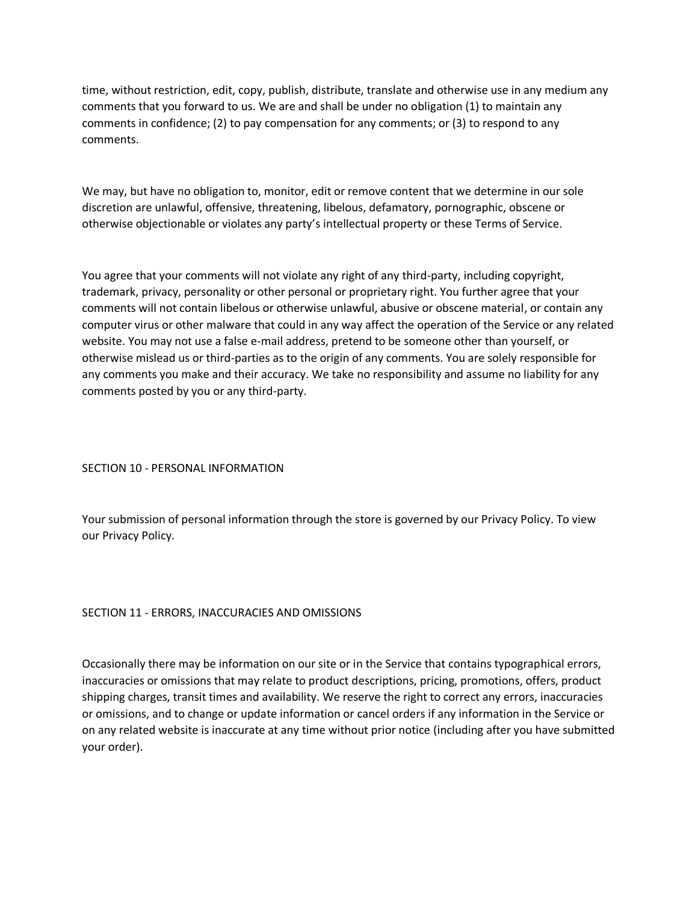time, without restriction, edit, copy, publish, distribute, translate and otherwise use in any medium any comments that you forward to us. We are and shall be under no obligation (1) to maintain any comments in confidence; (2) to pay compensation for any comments; or (3) to respond to any comments.

We may, but have no obligation to, monitor, edit or remove content that we determine in our sole discretion are unlawful, offensive, threatening, libelous, defamatory, pornographic, obscene or otherwise objectionable or violates any party's intellectual property or these Terms of Service.

You agree that your comments will not violate any right of any third-party, including copyright, trademark, privacy, personality or other personal or proprietary right. You further agree that your comments will not contain libelous or otherwise unlawful, abusive or obscene material, or contain any computer virus or other malware that could in any way affect the operation of the Service or any related website. You may not use a false e-mail address, pretend to be someone other than yourself, or otherwise mislead us or third-parties as to the origin of any comments. You are solely responsible for any comments you make and their accuracy. We take no responsibility and assume no liability for any comments posted by you or any third-party.

## SECTION 10 - PERSONAL INFORMATION

Your submission of personal information through the store is governed by our Privacy Policy. To view our Privacy Policy.

## SECTION 11 - ERRORS, INACCURACIES AND OMISSIONS

Occasionally there may be information on our site or in the Service that contains typographical errors, inaccuracies or omissions that may relate to product descriptions, pricing, promotions, offers, product shipping charges, transit times and availability. We reserve the right to correct any errors, inaccuracies or omissions, and to change or update information or cancel orders if any information in the Service or on any related website is inaccurate at any time without prior notice (including after you have submitted your order).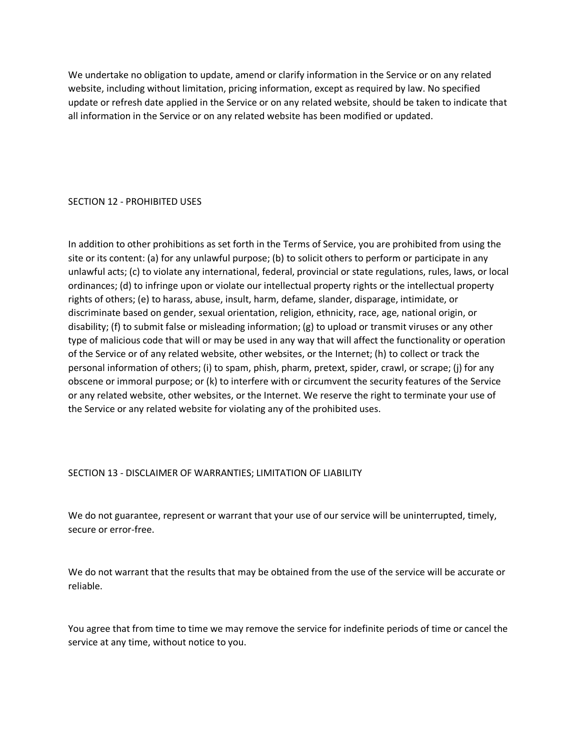We undertake no obligation to update, amend or clarify information in the Service or on any related website, including without limitation, pricing information, except as required by law. No specified update or refresh date applied in the Service or on any related website, should be taken to indicate that all information in the Service or on any related website has been modified or updated.

## SECTION 12 - PROHIBITED USES

In addition to other prohibitions as set forth in the Terms of Service, you are prohibited from using the site or its content: (a) for any unlawful purpose; (b) to solicit others to perform or participate in any unlawful acts; (c) to violate any international, federal, provincial or state regulations, rules, laws, or local ordinances; (d) to infringe upon or violate our intellectual property rights or the intellectual property rights of others; (e) to harass, abuse, insult, harm, defame, slander, disparage, intimidate, or discriminate based on gender, sexual orientation, religion, ethnicity, race, age, national origin, or disability; (f) to submit false or misleading information; (g) to upload or transmit viruses or any other type of malicious code that will or may be used in any way that will affect the functionality or operation of the Service or of any related website, other websites, or the Internet; (h) to collect or track the personal information of others; (i) to spam, phish, pharm, pretext, spider, crawl, or scrape; (j) for any obscene or immoral purpose; or (k) to interfere with or circumvent the security features of the Service or any related website, other websites, or the Internet. We reserve the right to terminate your use of the Service or any related website for violating any of the prohibited uses.

## SECTION 13 - DISCLAIMER OF WARRANTIES; LIMITATION OF LIABILITY

We do not guarantee, represent or warrant that your use of our service will be uninterrupted, timely, secure or error-free.

We do not warrant that the results that may be obtained from the use of the service will be accurate or reliable.

You agree that from time to time we may remove the service for indefinite periods of time or cancel the service at any time, without notice to you.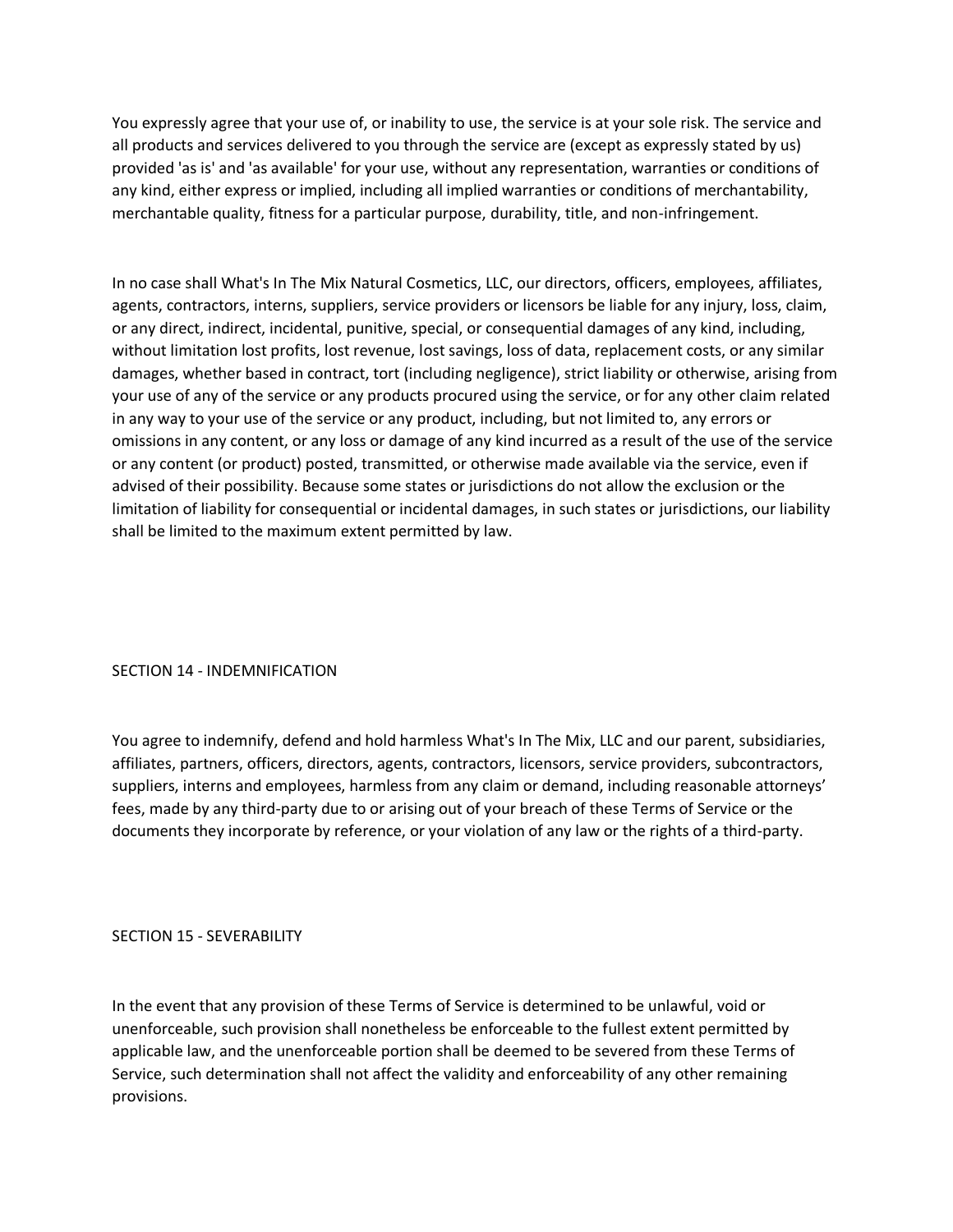You expressly agree that your use of, or inability to use, the service is at your sole risk. The service and all products and services delivered to you through the service are (except as expressly stated by us) provided 'as is' and 'as available' for your use, without any representation, warranties or conditions of any kind, either express or implied, including all implied warranties or conditions of merchantability, merchantable quality, fitness for a particular purpose, durability, title, and non-infringement.

In no case shall What's In The Mix Natural Cosmetics, LLC, our directors, officers, employees, affiliates, agents, contractors, interns, suppliers, service providers or licensors be liable for any injury, loss, claim, or any direct, indirect, incidental, punitive, special, or consequential damages of any kind, including, without limitation lost profits, lost revenue, lost savings, loss of data, replacement costs, or any similar damages, whether based in contract, tort (including negligence), strict liability or otherwise, arising from your use of any of the service or any products procured using the service, or for any other claim related in any way to your use of the service or any product, including, but not limited to, any errors or omissions in any content, or any loss or damage of any kind incurred as a result of the use of the service or any content (or product) posted, transmitted, or otherwise made available via the service, even if advised of their possibility. Because some states or jurisdictions do not allow the exclusion or the limitation of liability for consequential or incidental damages, in such states or jurisdictions, our liability shall be limited to the maximum extent permitted by law.

## SECTION 14 - INDEMNIFICATION

You agree to indemnify, defend and hold harmless What's In The Mix, LLC and our parent, subsidiaries, affiliates, partners, officers, directors, agents, contractors, licensors, service providers, subcontractors, suppliers, interns and employees, harmless from any claim or demand, including reasonable attorneys' fees, made by any third-party due to or arising out of your breach of these Terms of Service or the documents they incorporate by reference, or your violation of any law or the rights of a third-party.

## SECTION 15 - SEVERABILITY

In the event that any provision of these Terms of Service is determined to be unlawful, void or unenforceable, such provision shall nonetheless be enforceable to the fullest extent permitted by applicable law, and the unenforceable portion shall be deemed to be severed from these Terms of Service, such determination shall not affect the validity and enforceability of any other remaining provisions.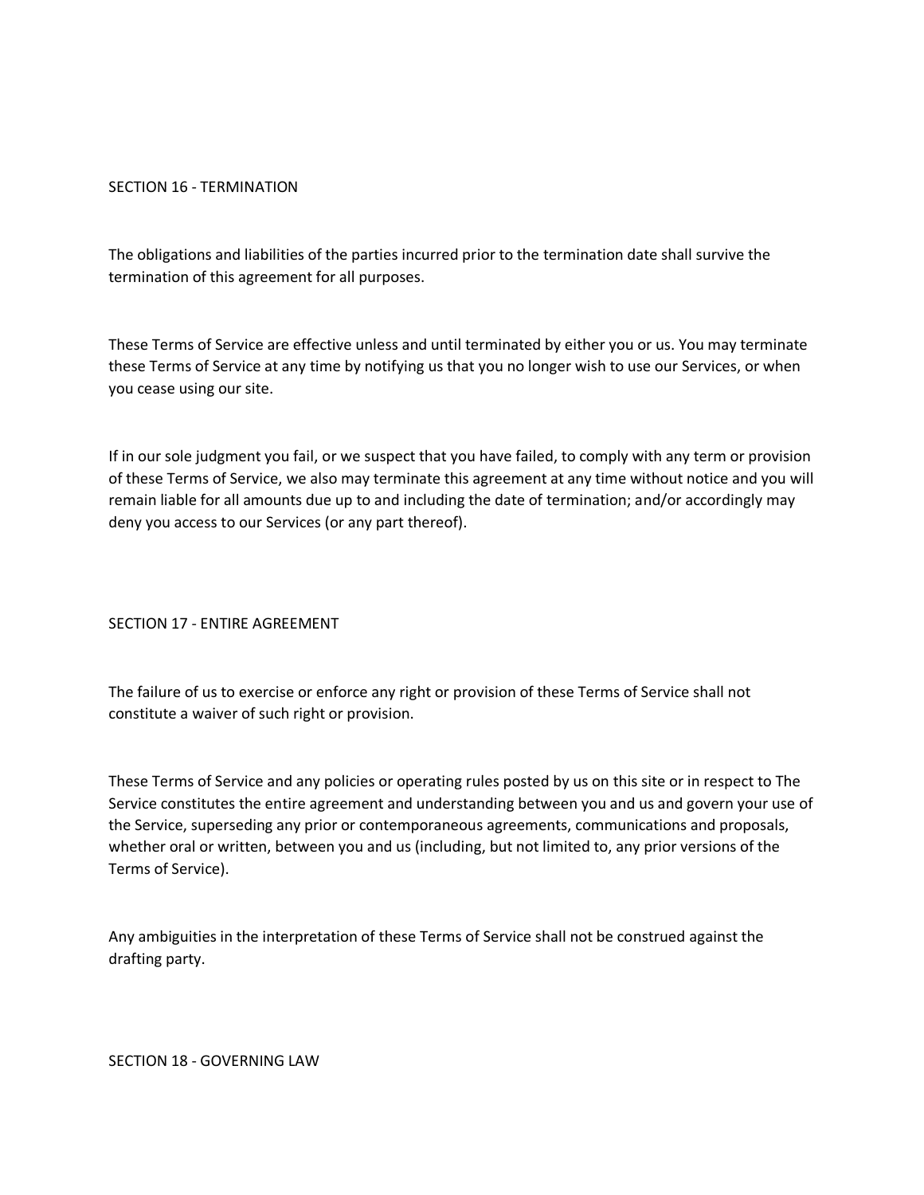## SECTION 16 - TERMINATION

The obligations and liabilities of the parties incurred prior to the termination date shall survive the termination of this agreement for all purposes.

These Terms of Service are effective unless and until terminated by either you or us. You may terminate these Terms of Service at any time by notifying us that you no longer wish to use our Services, or when you cease using our site.

If in our sole judgment you fail, or we suspect that you have failed, to comply with any term or provision of these Terms of Service, we also may terminate this agreement at any time without notice and you will remain liable for all amounts due up to and including the date of termination; and/or accordingly may deny you access to our Services (or any part thereof).

## SECTION 17 - ENTIRE AGREEMENT

The failure of us to exercise or enforce any right or provision of these Terms of Service shall not constitute a waiver of such right or provision.

These Terms of Service and any policies or operating rules posted by us on this site or in respect to The Service constitutes the entire agreement and understanding between you and us and govern your use of the Service, superseding any prior or contemporaneous agreements, communications and proposals, whether oral or written, between you and us (including, but not limited to, any prior versions of the Terms of Service).

Any ambiguities in the interpretation of these Terms of Service shall not be construed against the drafting party.

## SECTION 18 - GOVERNING LAW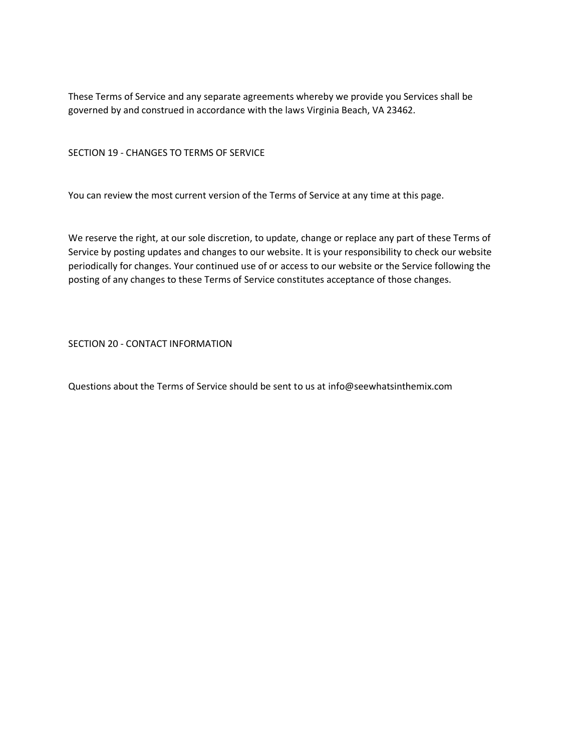These Terms of Service and any separate agreements whereby we provide you Services shall be governed by and construed in accordance with the laws Virginia Beach, VA 23462.

## SECTION 19 - CHANGES TO TERMS OF SERVICE

You can review the most current version of the Terms of Service at any time at this page.

We reserve the right, at our sole discretion, to update, change or replace any part of these Terms of Service by posting updates and changes to our website. It is your responsibility to check our website periodically for changes. Your continued use of or access to our website or the Service following the posting of any changes to these Terms of Service constitutes acceptance of those changes.

## SECTION 20 - CONTACT INFORMATION

Questions about the Terms of Service should be sent to us at info@seewhatsinthemix.com